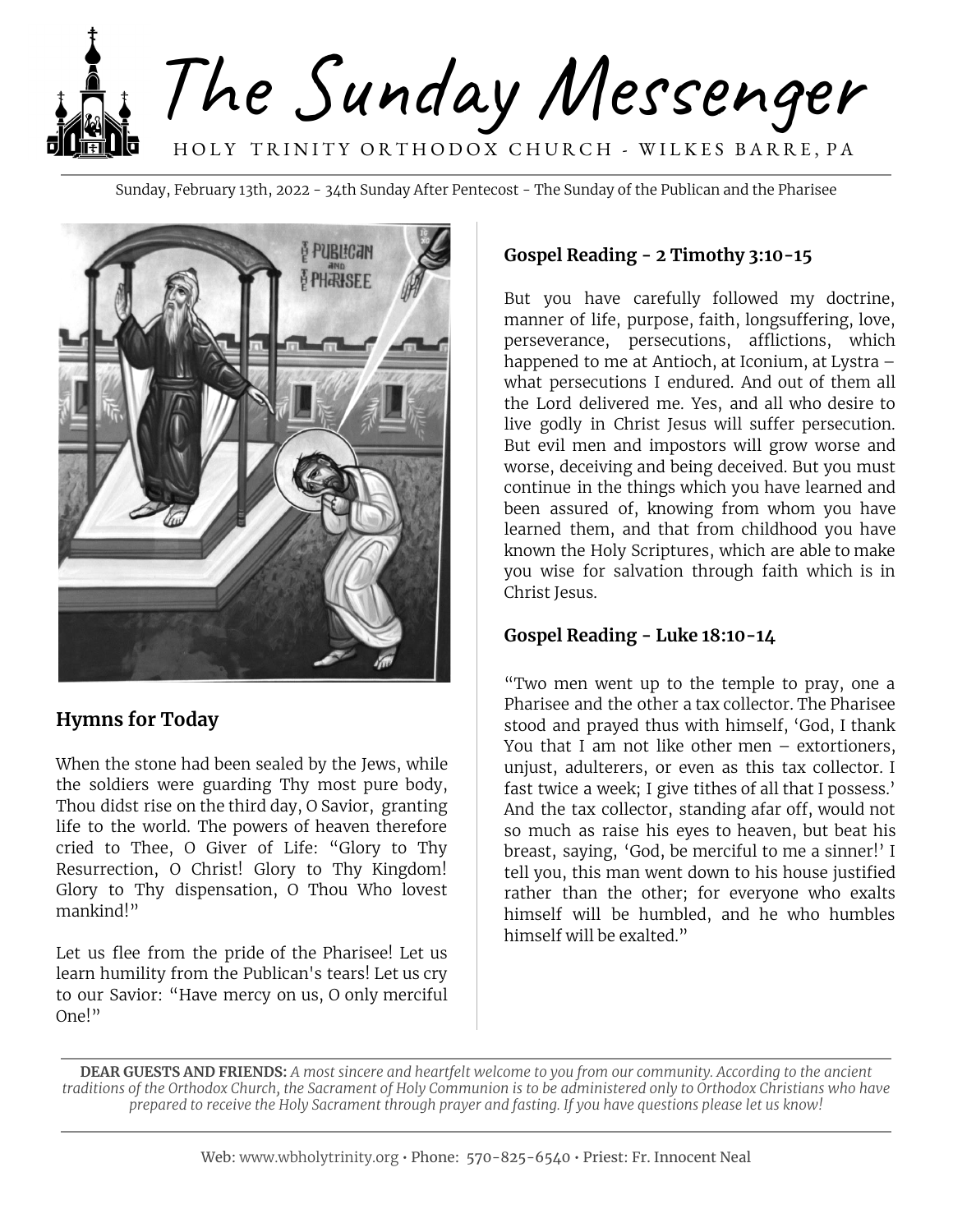# The Sunday Messenger

HOLY TRINITY ORTHODOX CHURCH - WILKES BARRE, PA

Sunday, February 13th, 2022 - 34th Sunday After Pentecost - The Sunday of the Publican and the Pharisee

## Hymns for Today

When the stone had been sealed by the Jews, while the soldiers were guarding Thy most pure body, Thou didst rise on the third day, O Savior, granting life to the world. The powers of heaven therefore cried to Thee, O Giver of Life: "Glory to Thy Resurrection, O Christ! Glory to Thy Kingdom! Glory to Thy dispensation, O Thou Who lovest mankind!"

Let us flee from the pride of the Pharisee! Let us learn humility from the Publican's tears! Let us cry to our Savior: "Have mercy on us, O only merciful One!"

## Gospel Reading - 2 Timothy 3:10-15

But you have carefully followed my doctrine, manner of life, purpose, faith, longsuffering, love, perseverance, persecutions, afflictions, which happened to me at Antioch, at Iconium, at Lystra – what persecutions I endured. And out of them all the Lord delivered me. Yes, and all who desire to live godly in Christ Jesus will suffer persecution. But evil men and impostors will grow worse and worse, deceiving and being deceived. But you must continue in the things which you have learned and been assured of, knowing from whom you have learned them, and that from childhood you have known the Holy Scriptures, which are able to make you wise for salvation through faith which is in Christ Jesus.

## Gospel Reading - Luke 18:10-14

"Two men went up to the temple to pray, one a Pharisee and the other a tax collector. The Pharisee stood and prayed thus with himself, 'God, I thank You that I am not like other men – extortioners, unjust, adulterers, or even as this tax collector. I fast twice a week; I give tithes of all that I possess.' And the tax collector, standing afar off, would not so much as raise his eyes to heaven, but beat his breast, saying, 'God, be merciful to me a sinner!' I tell you, this man went down to his house justified rather than the other; for everyone who exalts himself will be humbled, and he who humbles himself will be exalted."

**DEAR GUESTS AND FRIENDS:** *A most sincere and heartfelt welcome to you from our community. According to the ancient traditions of the Orthodox Church, the Sacrament of Holy Communion is to be administered only to Orthodox Christians who have prepared to receive the Holy Sacrament through prayer and fasting. If you have questions please let us know!*

Web: www.wbholytrinity.org • Phone: 570-825-6540 • Priest: Fr. Innocent Neal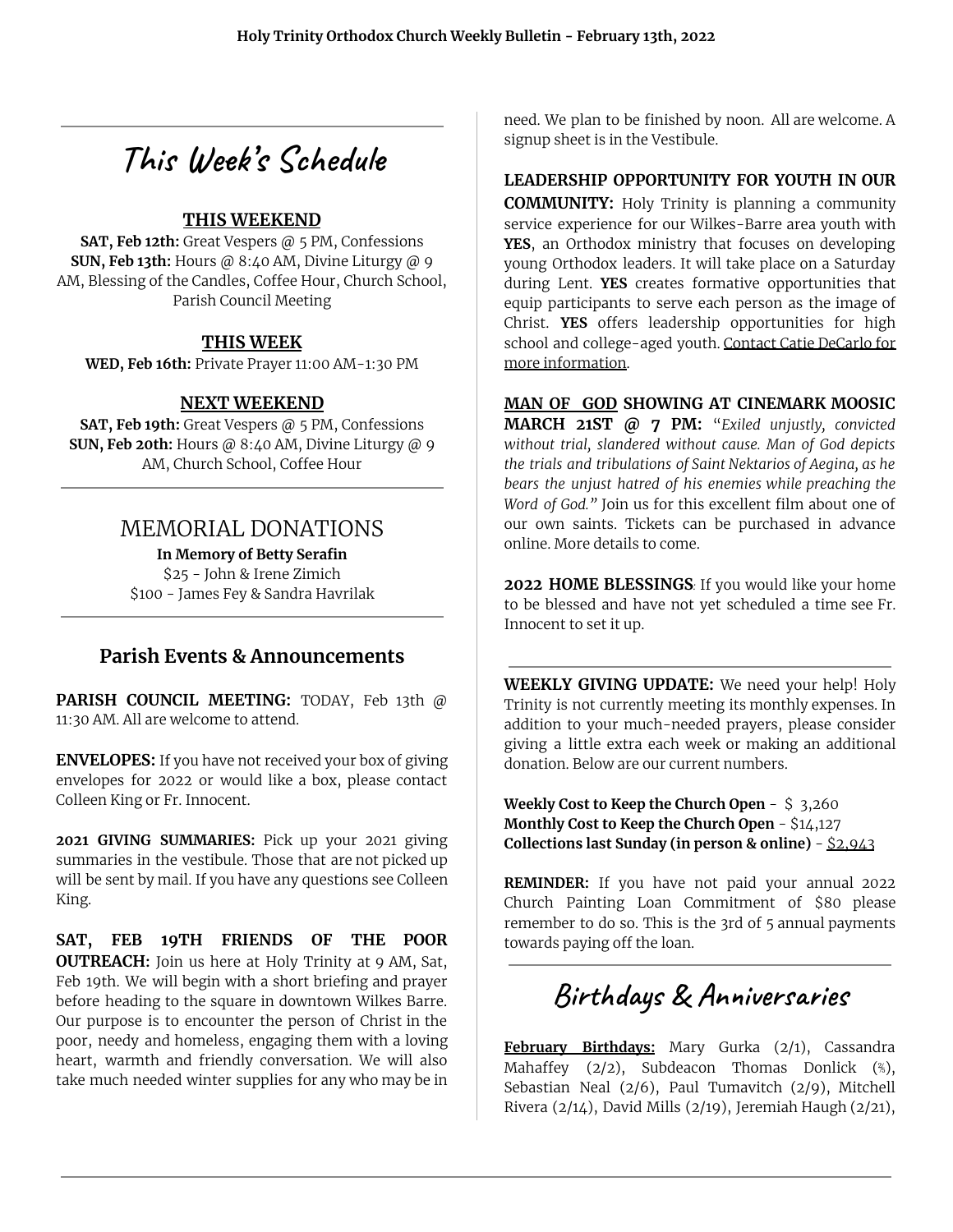# This Week's Schedule

### THIS WEEKEND

**SAT, Feb 12th:** Great Vespers @ 5 PM, Confessions
**SUN, Feb 13th:** Hours @ 8:40 AM, Divine Liturgy @ 9 AM, Blessing of the Candles, Coffee Hour, Church School, Parish Council Meeting

### THIS WEEK

**WED, Feb 16th:** Private Prayer 11:00 AM-1:30 PM

### NEXT WEEKEND

**SAT, Feb 19th:** Great Vespers @ 5 PM, Confessions
**SUN, Feb 20th:** Hours @ 8:40 AM, Divine Liturgy @ 9 AM, Church School, Coffee Hour

## MEMORIAL DONATIONS

**In Memory of Betty Serafin**
$25 - John & Irene Zimich
$100 - James Fey & Sandra Havrilak

## Parish Events & Announcements

**PARISH COUNCIL MEETING:** TODAY, Feb 13th @ 11:30 AM. All are welcome to attend.

**ENVELOPES:** If you have not received your box of giving envelopes for 2022 or would like a box, please contact Colleen King or Fr. Innocent.

**2021 GIVING SUMMARIES:** Pick up your 2021 giving summaries in the vestibule. Those that are not picked up will be sent by mail. If you have any questions see Colleen King.

**SAT, FEB 19TH FRIENDS OF THE POOR OUTREACH:** Join us here at Holy Trinity at 9 AM, Sat, Feb 19th. We will begin with a short briefing and prayer before heading to the square in downtown Wilkes Barre. Our purpose is to encounter the person of Christ in the poor, needy and homeless, engaging them with a loving heart, warmth and friendly conversation. We will also take much needed winter supplies for any who may be in need. We plan to be finished by noon. All are welcome. A signup sheet is in the Vestibule.

**LEADERSHIP OPPORTUNITY FOR YOUTH IN OUR COMMUNITY:** Holy Trinity is planning a community service experience for our Wilkes-Barre area youth with **YES**, an Orthodox ministry that focuses on developing young Orthodox leaders. It will take place on a Saturday during Lent. **YES** creates formative opportunities that equip participants to serve each person as the image of Christ. **YES** offers leadership opportunities for high school and college-aged youth. Contact Catie DeCarlo for more information.

**MAN OF GOD SHOWING AT CINEMARK MOOSIC MARCH 21ST @ 7 PM:** "*Exiled unjustly, convicted without trial, slandered without cause. Man of God depicts the trials and tribulations of Saint Nektarios of Aegina, as he bears the unjust hatred of his enemies while preaching the Word of God."* Join us for this excellent film about one of our own saints. Tickets can be purchased in advance online. More details to come.

**2022 HOME BLESSINGS**: If you would like your home to be blessed and have not yet scheduled a time see Fr. Innocent to set it up.

**WEEKLY GIVING UPDATE:** We need your help! Holy Trinity is not currently meeting its monthly expenses. In addition to your much-needed prayers, please consider giving a little extra each week or making an additional donation. Below are our current numbers.

**Weekly Cost to Keep the Church Open** - $ 3,260
**Monthly Cost to Keep the Church Open** - $14,127
**Collections last Sunday (in person & online)** - $2,943

**REMINDER:** If you have not paid your annual 2022 Church Painting Loan Commitment of $80 please remember to do so. This is the 3rd of 5 annual payments towards paying off the loan.

# Birthdays & Anniversaries

**February Birthdays:** Mary Gurka (2/1), Cassandra Mahaffey (2/2), Subdeacon Thomas Donlick (2/5), Sebastian Neal (2/6), Paul Tumavitch (2/9), Mitchell Rivera (2/14), David Mills (2/19), Jeremiah Haugh (2/21),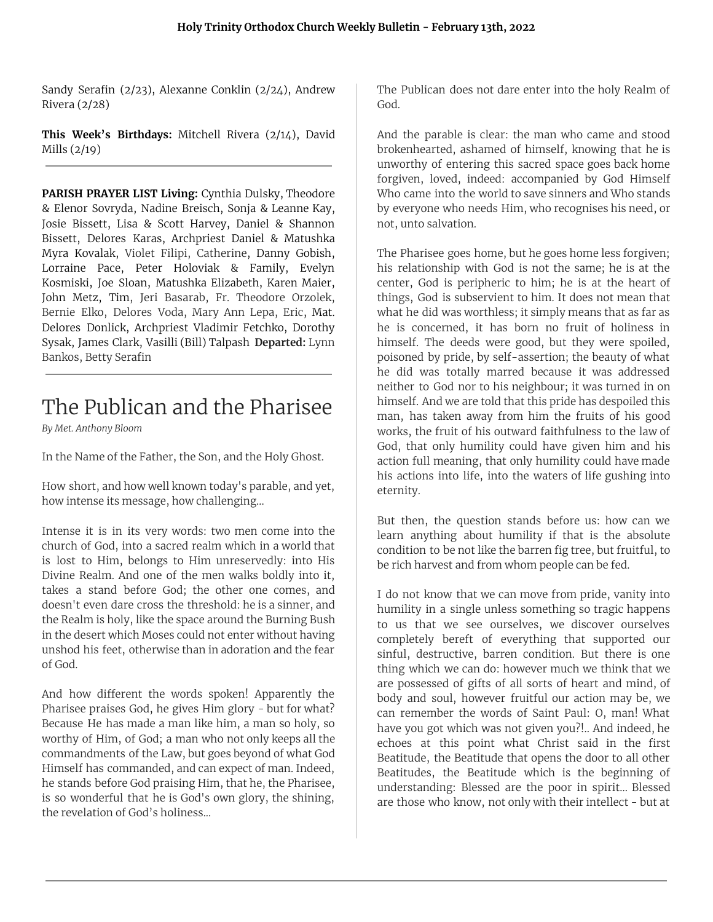Sandy Serafin (2/23), Alexanne Conklin (2/24), Andrew Rivera (2/28)

**This Week's Birthdays:** Mitchell Rivera (2/14), David Mills (2/19)

---

**PARISH PRAYER LIST Living:** Cynthia Dulsky, Theodore & Elenor Sovryda, Nadine Breisch, Sonja & Leanne Kay, Josie Bissett, Lisa & Scott Harvey, Daniel & Shannon Bissett, Delores Karas, Archpriest Daniel & Matushka Myra Kovalak, Violet Filipi, Catherine, Danny Gobish, Lorraine Pace, Peter Holoviak & Family, Evelyn Kosmiski, Joe Sloan, Matushka Elizabeth, Karen Maier, John Metz, Tim, Jeri Basarab, Fr. Theodore Orzolek, Bernie Elko, Delores Voda, Mary Ann Lepa, Eric, Mat. Delores Donlick, Archpriest Vladimir Fetchko, Dorothy Sysak, James Clark, Vasilli (Bill) Talpash **Departed:** Lynn Bankos, Betty Serafin

---

# The Publican and the Pharisee

*By Met. Anthony Bloom*

In the Name of the Father, the Son, and the Holy Ghost.

How short, and how well known today's parable, and yet, how intense its message, how challenging...

Intense it is in its very words: two men come into the church of God, into a sacred realm which in a world that is lost to Him, belongs to Him unreservedly: into His Divine Realm. And one of the men walks boldly into it, takes a stand before God; the other one comes, and doesn't even dare cross the threshold: he is a sinner, and the Realm is holy, like the space around the Burning Bush in the desert which Moses could not enter without having unshod his feet, otherwise than in adoration and the fear of God.

And how different the words spoken! Apparently the Pharisee praises God, he gives Him glory - but for what? Because He has made a man like him, a man so holy, so worthy of Him, of God; a man who not only keeps all the commandments of the Law, but goes beyond of what God Himself has commanded, and can expect of man. Indeed, he stands before God praising Him, that he, the Pharisee, is so wonderful that he is God's own glory, the shining, the revelation of God's holiness...

The Publican does not dare enter into the holy Realm of God.

And the parable is clear: the man who came and stood brokenhearted, ashamed of himself, knowing that he is unworthy of entering this sacred space goes back home forgiven, loved, indeed: accompanied by God Himself Who came into the world to save sinners and Who stands by everyone who needs Him, who recognises his need, or not, unto salvation.

The Pharisee goes home, but he goes home less forgiven; his relationship with God is not the same; he is at the center, God is peripheric to him; he is at the heart of things, God is subservient to him. It does not mean that what he did was worthless; it simply means that as far as he is concerned, it has born no fruit of holiness in himself. The deeds were good, but they were spoiled, poisoned by pride, by self-assertion; the beauty of what he did was totally marred because it was addressed neither to God nor to his neighbour; it was turned in on himself. And we are told that this pride has despoiled this man, has taken away from him the fruits of his good works, the fruit of his outward faithfulness to the law of God, that only humility could have given him and his action full meaning, that only humility could have made his actions into life, into the waters of life gushing into eternity.

But then, the question stands before us: how can we learn anything about humility if that is the absolute condition to be not like the barren fig tree, but fruitful, to be rich harvest and from whom people can be fed.

I do not know that we can move from pride, vanity into humility in a single unless something so tragic happens to us that we see ourselves, we discover ourselves completely bereft of everything that supported our sinful, destructive, barren condition. But there is one thing which we can do: however much we think that we are possessed of gifts of all sorts of heart and mind, of body and soul, however fruitful our action may be, we can remember the words of Saint Paul: O, man! What have you got which was not given you?!.. And indeed, he echoes at this point what Christ said in the first Beatitude, the Beatitude that opens the door to all other Beatitudes, the Beatitude which is the beginning of understanding: Blessed are the poor in spirit... Blessed are those who know, not only with their intellect - but at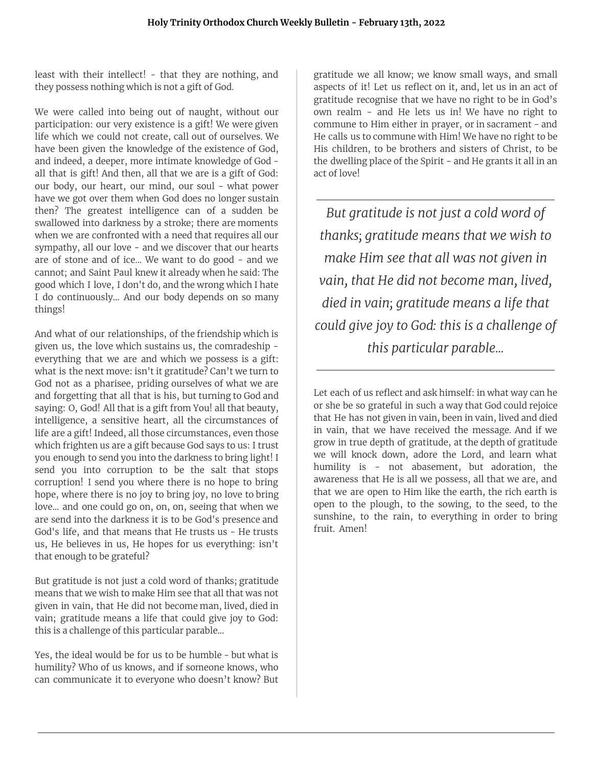least with their intellect! - that they are nothing, and they possess nothing which is not a gift of God.

We were called into being out of naught, without our participation: our very existence is a gift! We were given life which we could not create, call out of ourselves. We have been given the knowledge of the existence of God, and indeed, a deeper, more intimate knowledge of God - all that is gift! And then, all that we are is a gift of God: our body, our heart, our mind, our soul - what power have we got over them when God does no longer sustain then? The greatest intelligence can of a sudden be swallowed into darkness by a stroke; there are moments when we are confronted with a need that requires all our sympathy, all our love - and we discover that our hearts are of stone and of ice... We want to do good - and we cannot; and Saint Paul knew it already when he said: The good which I love, I don't do, and the wrong which I hate I do continuously... And our body depends on so many things!

And what of our relationships, of the friendship which is given us, the love which sustains us, the comradeship - everything that we are and which we possess is a gift: what is the next move: isn't it gratitude? Can't we turn to God not as a pharisee, priding ourselves of what we are and forgetting that all that is his, but turning to God and saying: O, God! All that is a gift from You! all that beauty, intelligence, a sensitive heart, all the circumstances of life are a gift! Indeed, all those circumstances, even those which frighten us are a gift because God says to us: I trust you enough to send you into the darkness to bring light! I send you into corruption to be the salt that stops corruption! I send you where there is no hope to bring hope, where there is no joy to bring joy, no love to bring love... and one could go on, on, on, seeing that when we are send into the darkness it is to be God's presence and God's life, and that means that He trusts us - He trusts us, He believes in us, He hopes for us everything: isn't that enough to be grateful?

But gratitude is not just a cold word of thanks; gratitude means that we wish to make Him see that all that was not given in vain, that He did not become man, lived, died in vain; gratitude means a life that could give joy to God: this is a challenge of this particular parable...

Yes, the ideal would be for us to be humble - but what is humility? Who of us knows, and if someone knows, who can communicate it to everyone who doesn't know? But gratitude we all know; we know small ways, and small aspects of it! Let us reflect on it, and, let us in an act of gratitude recognise that we have no right to be in God's own realm - and He lets us in! We have no right to commune to Him either in prayer, or in sacrament - and He calls us to commune with Him! We have no right to be His children, to be brothers and sisters of Christ, to be the dwelling place of the Spirit - and He grants it all in an act of love!

---

*But gratitude is not just a cold word of thanks; gratitude means that we wish to make Him see that all was not given in vain, that He did not become man, lived, died in vain; gratitude means a life that could give joy to God: this is a challenge of this particular parable...*

---

Let each of us reflect and ask himself: in what way can he or she be so grateful in such a way that God could rejoice that He has not given in vain, been in vain, lived and died in vain, that we have received the message. And if we grow in true depth of gratitude, at the depth of gratitude we will knock down, adore the Lord, and learn what humility is - not abasement, but adoration, the awareness that He is all we possess, all that we are, and that we are open to Him like the earth, the rich earth is open to the plough, to the sowing, to the seed, to the sunshine, to the rain, to everything in order to bring fruit. Amen!